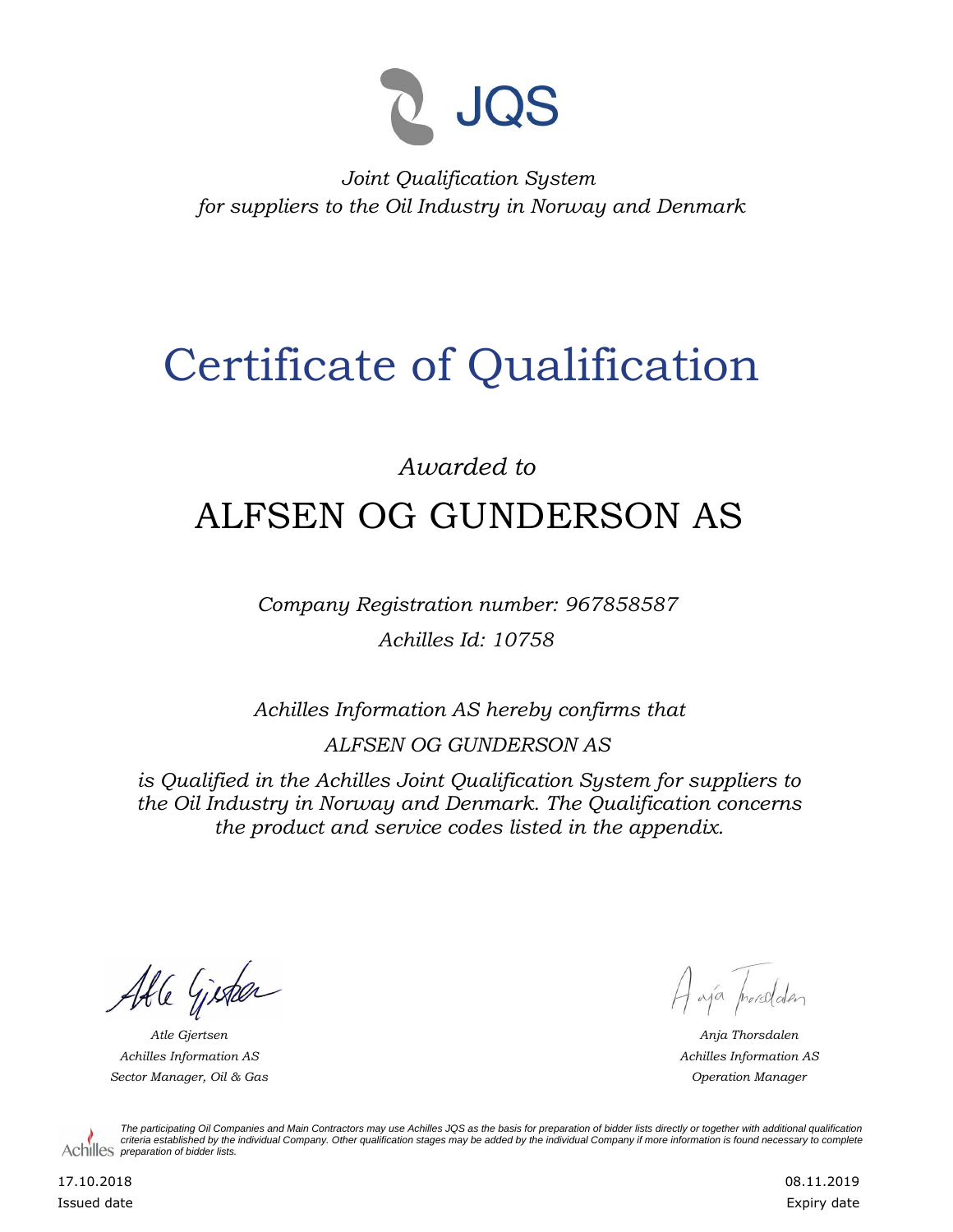JQS

*Joint Qualification System*
*for suppliers to the Oil Industry in Norway and Denmark*

# Certificate of Qualification

*Awarded to*

## ALFSEN OG GUNDERSON AS

*Company Registration number: 967858587*

*Achilles Id: 10758*

*Achilles Information AS hereby confirms that*

*ALFSEN OG GUNDERSON AS*

*is Qualified in the Achilles Joint Qualification System for suppliers to the Oil Industry in Norway and Denmark. The Qualification concerns the product and service codes listed in the appendix.*

*Atle Gjertsen*
*Achilles Information AS*
*Sector Manager, Oil & Gas*

*Anja Thorsdalen*
*Achilles Information AS*
*Operation Manager*

Achilles

*The participating Oil Companies and Main Contractors may use Achilles JQS as the basis for preparation of bidder lists directly or together with additional qualification criteria established by the individual Company. Other qualification stages may be added by the individual Company if more information is found necessary to complete preparation of bidder lists.*

17.10.2018
Issued date

08.11.2019
Expiry date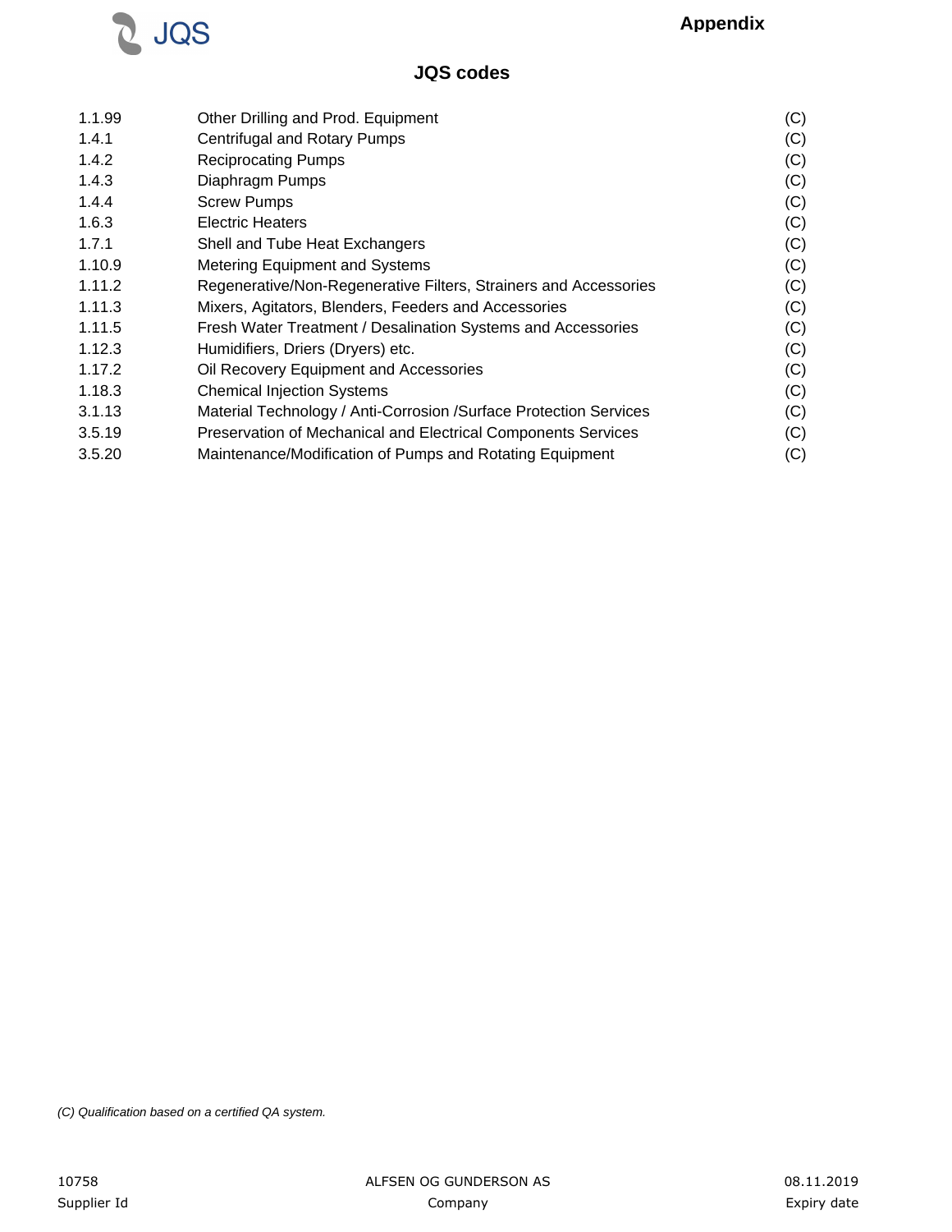# Appendix

## JQS codes

| | | |
|---|---|---|
| 1.1.99 | Other Drilling and Prod. Equipment | (C) |
| 1.4.1 | Centrifugal and Rotary Pumps | (C) |
| 1.4.2 | Reciprocating Pumps | (C) |
| 1.4.3 | Diaphragm Pumps | (C) |
| 1.4.4 | Screw Pumps | (C) |
| 1.6.3 | Electric Heaters | (C) |
| 1.7.1 | Shell and Tube Heat Exchangers | (C) |
| 1.10.9 | Metering Equipment and Systems | (C) |
| 1.11.2 | Regenerative/Non-Regenerative Filters, Strainers and Accessories | (C) |
| 1.11.3 | Mixers, Agitators, Blenders, Feeders and Accessories | (C) |
| 1.11.5 | Fresh Water Treatment / Desalination Systems and Accessories | (C) |
| 1.12.3 | Humidifiers, Driers (Dryers) etc. | (C) |
| 1.17.2 | Oil Recovery Equipment and Accessories | (C) |
| 1.18.3 | Chemical Injection Systems | (C) |
| 3.1.13 | Material Technology / Anti-Corrosion /Surface Protection Services | (C) |
| 3.5.19 | Preservation of Mechanical and Electrical Components Services | (C) |
| 3.5.20 | Maintenance/Modification of Pumps and Rotating Equipment | (C) |

*(C) Qualification based on a certified QA system.*

| Supplier Id | Company | Expiry date |
|---|---|---|
| 10758 | ALFSEN OG GUNDERSON AS | 08.11.2019 |